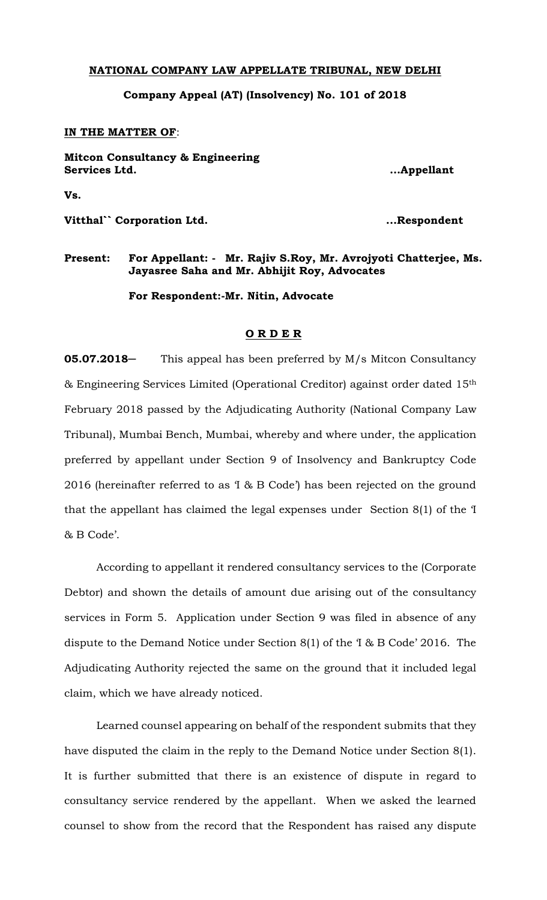**NATIONAL COMPANY LAW APPELLATE TRIBUNAL, NEW DELHI**

**Company Appeal (AT) (Insolvency) No. 101 of 2018**

**IN THE MATTER OF**:

**Mitcon Consultancy & Engineering Services Ltd.** **...Appellant**

**Vs.**

**Vitthal`` Corporation Ltd.** **...Respondent**

**Present: For Appellant: - Mr. Rajiv S.Roy, Mr. Avrojyoti Chatterjee, Ms. Jayasree Saha and Mr. Abhijit Roy, Advocates**

**For Respondent:-Mr. Nitin, Advocate**

**O R D E R**

**05.07.2018–** This appeal has been preferred by M/s Mitcon Consultancy & Engineering Services Limited (Operational Creditor) against order dated 15th February 2018 passed by the Adjudicating Authority (National Company Law Tribunal), Mumbai Bench, Mumbai, whereby and where under, the application preferred by appellant under Section 9 of Insolvency and Bankruptcy Code 2016 (hereinafter referred to as 'I & B Code') has been rejected on the ground that the appellant has claimed the legal expenses under Section 8(1) of the 'I & B Code'.

According to appellant it rendered consultancy services to the (Corporate Debtor) and shown the details of amount due arising out of the consultancy services in Form 5. Application under Section 9 was filed in absence of any dispute to the Demand Notice under Section 8(1) of the 'I & B Code' 2016. The Adjudicating Authority rejected the same on the ground that it included legal claim, which we have already noticed.

Learned counsel appearing on behalf of the respondent submits that they have disputed the claim in the reply to the Demand Notice under Section 8(1). It is further submitted that there is an existence of dispute in regard to consultancy service rendered by the appellant. When we asked the learned counsel to show from the record that the Respondent has raised any dispute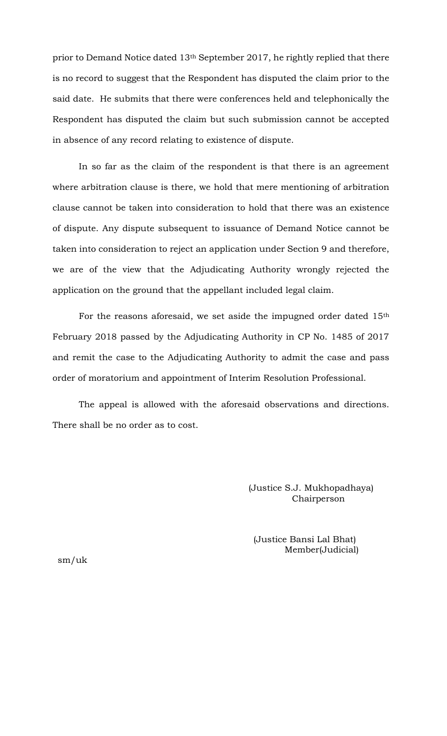prior to Demand Notice dated 13th September 2017, he rightly replied that there is no record to suggest that the Respondent has disputed the claim prior to the said date. He submits that there were conferences held and telephonically the Respondent has disputed the claim but such submission cannot be accepted in absence of any record relating to existence of dispute.

In so far as the claim of the respondent is that there is an agreement where arbitration clause is there, we hold that mere mentioning of arbitration clause cannot be taken into consideration to hold that there was an existence of dispute. Any dispute subsequent to issuance of Demand Notice cannot be taken into consideration to reject an application under Section 9 and therefore, we are of the view that the Adjudicating Authority wrongly rejected the application on the ground that the appellant included legal claim.

For the reasons aforesaid, we set aside the impugned order dated 15th February 2018 passed by the Adjudicating Authority in CP No. 1485 of 2017 and remit the case to the Adjudicating Authority to admit the case and pass order of moratorium and appointment of Interim Resolution Professional.

The appeal is allowed with the aforesaid observations and directions. There shall be no order as to cost.

(Justice S.J. Mukhopadhaya)
Chairperson

(Justice Bansi Lal Bhat)
Member(Judicial)

sm/uk